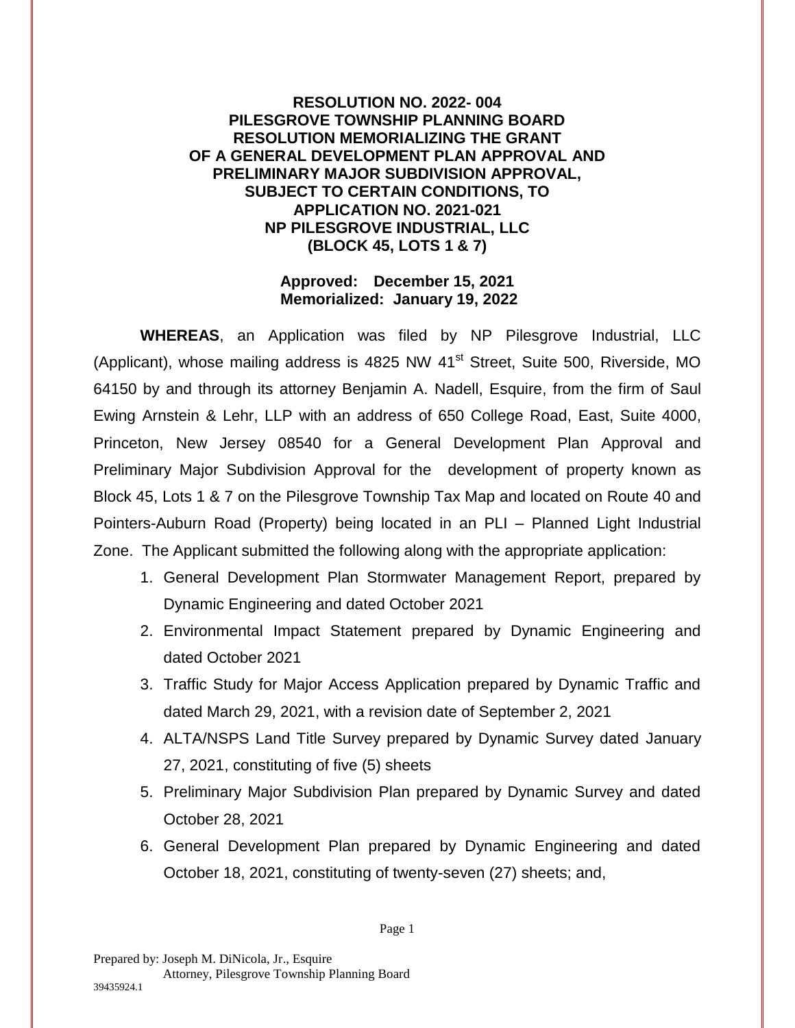**RESOLUTION NO. 2022- 004**
**PILESGROVE TOWNSHIP PLANNING BOARD**
**RESOLUTION MEMORIALIZING THE GRANT**
**OF A GENERAL DEVELOPMENT PLAN APPROVAL AND**
**PRELIMINARY MAJOR SUBDIVISION APPROVAL,**
**SUBJECT TO CERTAIN CONDITIONS, TO**
**APPLICATION NO. 2021-021**
**NP PILESGROVE INDUSTRIAL, LLC**
**(BLOCK 45, LOTS 1 & 7)**

**Approved: December 15, 2021**
**Memorialized: January 19, 2022**

**WHEREAS**, an Application was filed by NP Pilesgrove Industrial, LLC (Applicant), whose mailing address is 4825 NW 41st Street, Suite 500, Riverside, MO 64150 by and through its attorney Benjamin A. Nadell, Esquire, from the firm of Saul Ewing Arnstein & Lehr, LLP with an address of 650 College Road, East, Suite 4000, Princeton, New Jersey 08540 for a General Development Plan Approval and Preliminary Major Subdivision Approval for the development of property known as Block 45, Lots 1 & 7 on the Pilesgrove Township Tax Map and located on Route 40 and Pointers-Auburn Road (Property) being located in an PLI – Planned Light Industrial Zone. The Applicant submitted the following along with the appropriate application:

1. General Development Plan Stormwater Management Report, prepared by Dynamic Engineering and dated October 2021
2. Environmental Impact Statement prepared by Dynamic Engineering and dated October 2021
3. Traffic Study for Major Access Application prepared by Dynamic Traffic and dated March 29, 2021, with a revision date of September 2, 2021
4. ALTA/NSPS Land Title Survey prepared by Dynamic Survey dated January 27, 2021, constituting of five (5) sheets
5. Preliminary Major Subdivision Plan prepared by Dynamic Survey and dated October 28, 2021
6. General Development Plan prepared by Dynamic Engineering and dated October 18, 2021, constituting of twenty-seven (27) sheets; and,

Prepared by: Joseph M. DiNicola, Jr., Esquire
Attorney, Pilesgrove Township Planning Board
39435924.1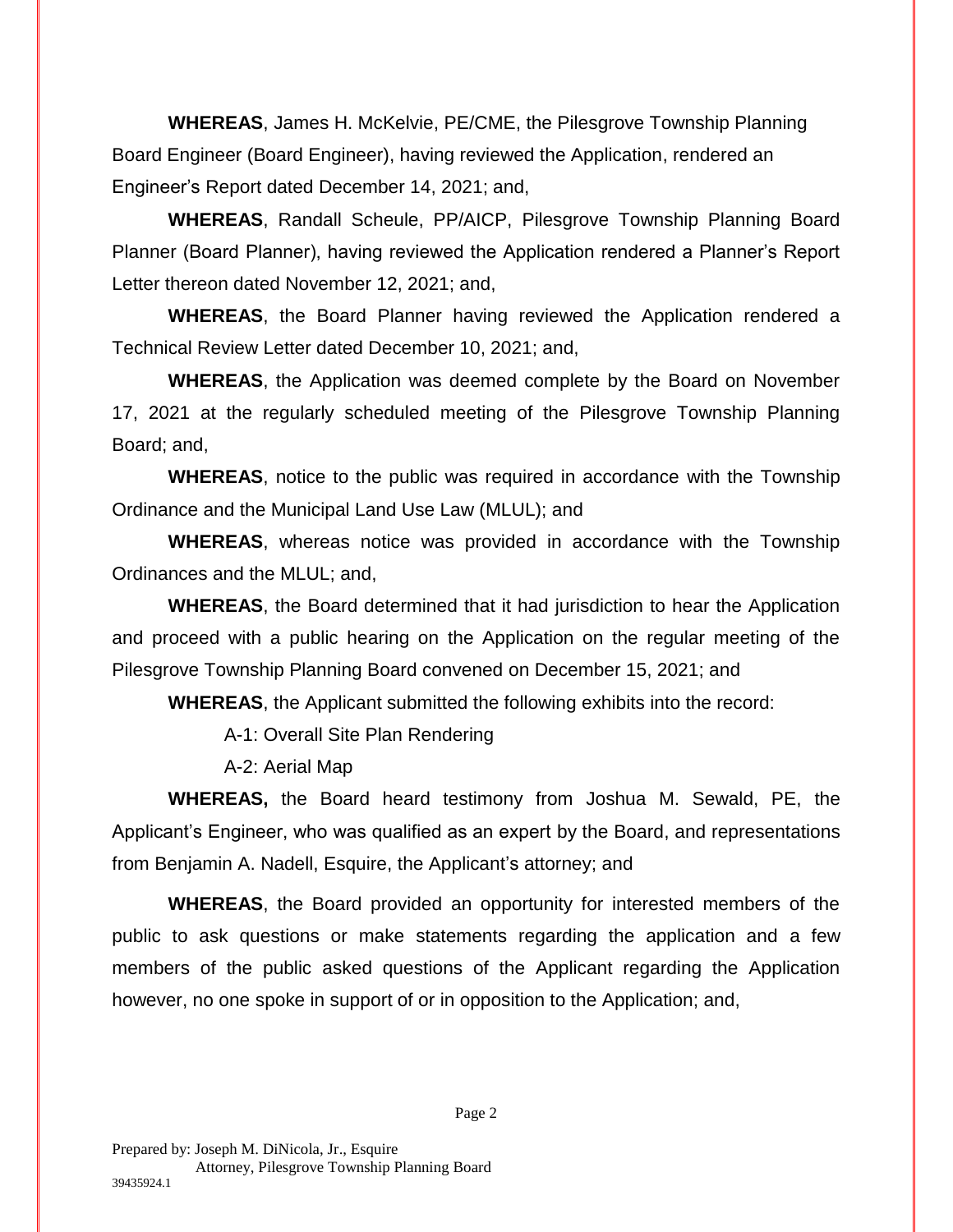**WHEREAS**, James H. McKelvie, PE/CME, the Pilesgrove Township Planning Board Engineer (Board Engineer), having reviewed the Application, rendered an Engineer's Report dated December 14, 2021; and,

**WHEREAS**, Randall Scheule, PP/AICP, Pilesgrove Township Planning Board Planner (Board Planner), having reviewed the Application rendered a Planner's Report Letter thereon dated November 12, 2021; and,

**WHEREAS**, the Board Planner having reviewed the Application rendered a Technical Review Letter dated December 10, 2021; and,

**WHEREAS**, the Application was deemed complete by the Board on November 17, 2021 at the regularly scheduled meeting of the Pilesgrove Township Planning Board; and,

**WHEREAS**, notice to the public was required in accordance with the Township Ordinance and the Municipal Land Use Law (MLUL); and

**WHEREAS**, whereas notice was provided in accordance with the Township Ordinances and the MLUL; and,

**WHEREAS**, the Board determined that it had jurisdiction to hear the Application and proceed with a public hearing on the Application on the regular meeting of the Pilesgrove Township Planning Board convened on December 15, 2021; and

**WHEREAS**, the Applicant submitted the following exhibits into the record:

A-1: Overall Site Plan Rendering

A-2: Aerial Map

**WHEREAS,** the Board heard testimony from Joshua M. Sewald, PE, the Applicant's Engineer, who was qualified as an expert by the Board, and representations from Benjamin A. Nadell, Esquire, the Applicant's attorney; and

**WHEREAS**, the Board provided an opportunity for interested members of the public to ask questions or make statements regarding the application and a few members of the public asked questions of the Applicant regarding the Application however, no one spoke in support of or in opposition to the Application; and,

Prepared by: Joseph M. DiNicola, Jr., Esquire
Attorney, Pilesgrove Township Planning Board
39435924.1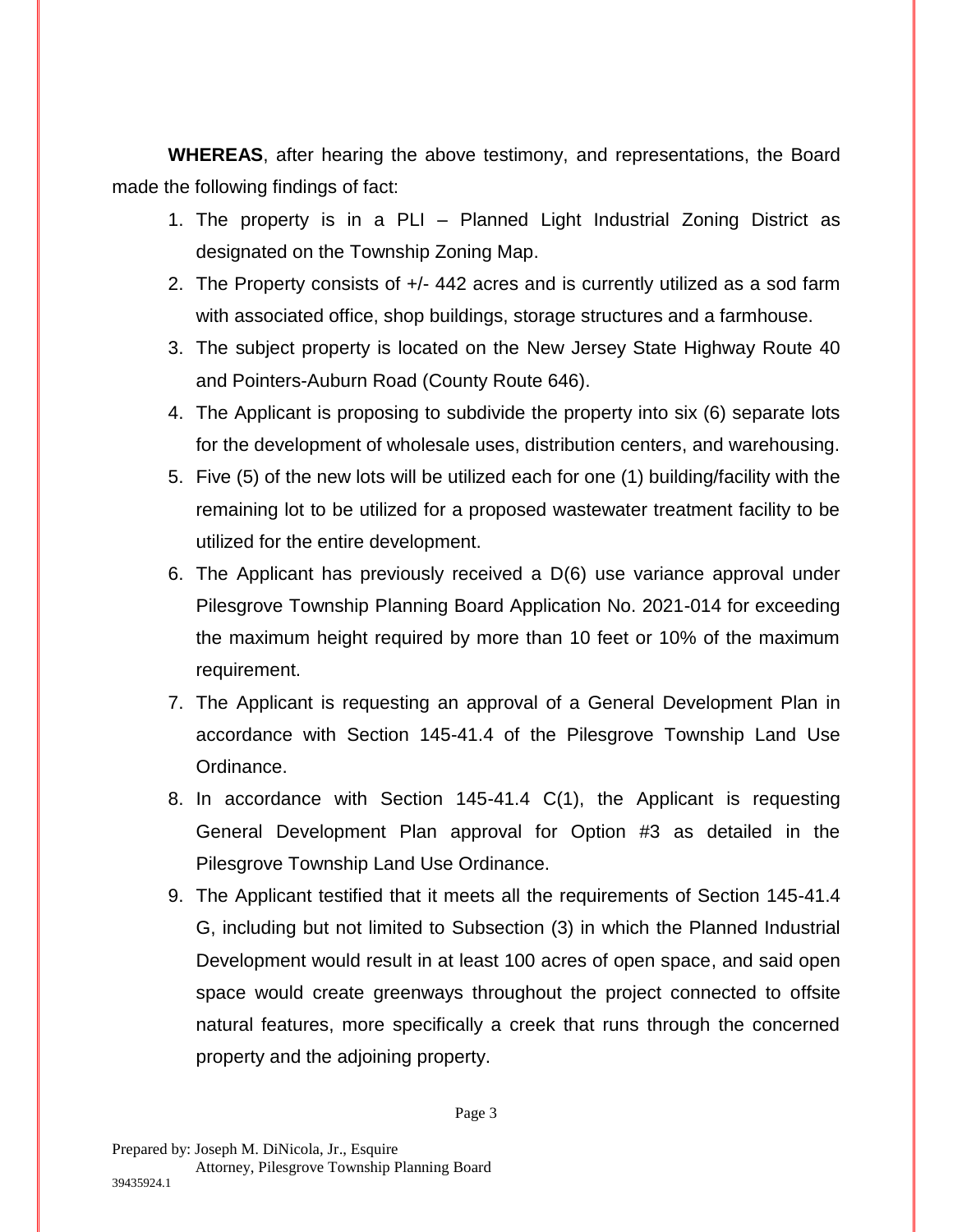**WHEREAS**, after hearing the above testimony, and representations, the Board made the following findings of fact:

1. The property is in a PLI – Planned Light Industrial Zoning District as designated on the Township Zoning Map.
2. The Property consists of +/- 442 acres and is currently utilized as a sod farm with associated office, shop buildings, storage structures and a farmhouse.
3. The subject property is located on the New Jersey State Highway Route 40 and Pointers-Auburn Road (County Route 646).
4. The Applicant is proposing to subdivide the property into six (6) separate lots for the development of wholesale uses, distribution centers, and warehousing.
5. Five (5) of the new lots will be utilized each for one (1) building/facility with the remaining lot to be utilized for a proposed wastewater treatment facility to be utilized for the entire development.
6. The Applicant has previously received a D(6) use variance approval under Pilesgrove Township Planning Board Application No. 2021-014 for exceeding the maximum height required by more than 10 feet or 10% of the maximum requirement.
7. The Applicant is requesting an approval of a General Development Plan in accordance with Section 145-41.4 of the Pilesgrove Township Land Use Ordinance.
8. In accordance with Section 145-41.4 C(1), the Applicant is requesting General Development Plan approval for Option #3 as detailed in the Pilesgrove Township Land Use Ordinance.
9. The Applicant testified that it meets all the requirements of Section 145-41.4 G, including but not limited to Subsection (3) in which the Planned Industrial Development would result in at least 100 acres of open space, and said open space would create greenways throughout the project connected to offsite natural features, more specifically a creek that runs through the concerned property and the adjoining property.

Prepared by: Joseph M. DiNicola, Jr., Esquire
Attorney, Pilesgrove Township Planning Board
39435924.1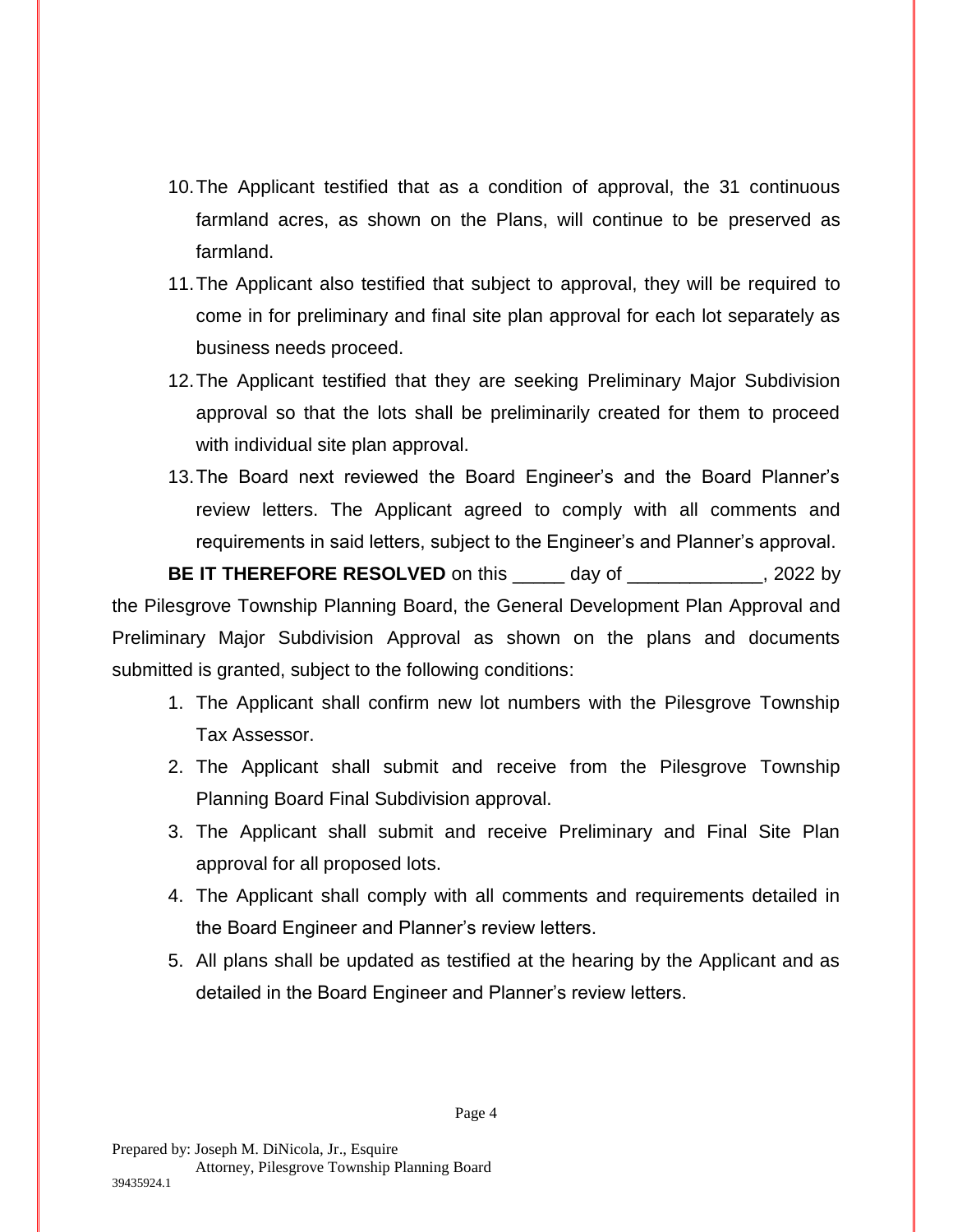10. The Applicant testified that as a condition of approval, the 31 continuous farmland acres, as shown on the Plans, will continue to be preserved as farmland.
11. The Applicant also testified that subject to approval, they will be required to come in for preliminary and final site plan approval for each lot separately as business needs proceed.
12. The Applicant testified that they are seeking Preliminary Major Subdivision approval so that the lots shall be preliminarily created for them to proceed with individual site plan approval.
13. The Board next reviewed the Board Engineer's and the Board Planner's review letters. The Applicant agreed to comply with all comments and requirements in said letters, subject to the Engineer's and Planner's approval.

**BE IT THEREFORE RESOLVED** on this _____ day of _____________, 2022 by the Pilesgrove Township Planning Board, the General Development Plan Approval and Preliminary Major Subdivision Approval as shown on the plans and documents submitted is granted, subject to the following conditions:

1. The Applicant shall confirm new lot numbers with the Pilesgrove Township Tax Assessor.
2. The Applicant shall submit and receive from the Pilesgrove Township Planning Board Final Subdivision approval.
3. The Applicant shall submit and receive Preliminary and Final Site Plan approval for all proposed lots.
4. The Applicant shall comply with all comments and requirements detailed in the Board Engineer and Planner's review letters.
5. All plans shall be updated as testified at the hearing by the Applicant and as detailed in the Board Engineer and Planner's review letters.

Prepared by: Joseph M. DiNicola, Jr., Esquire
Attorney, Pilesgrove Township Planning Board
39435924.1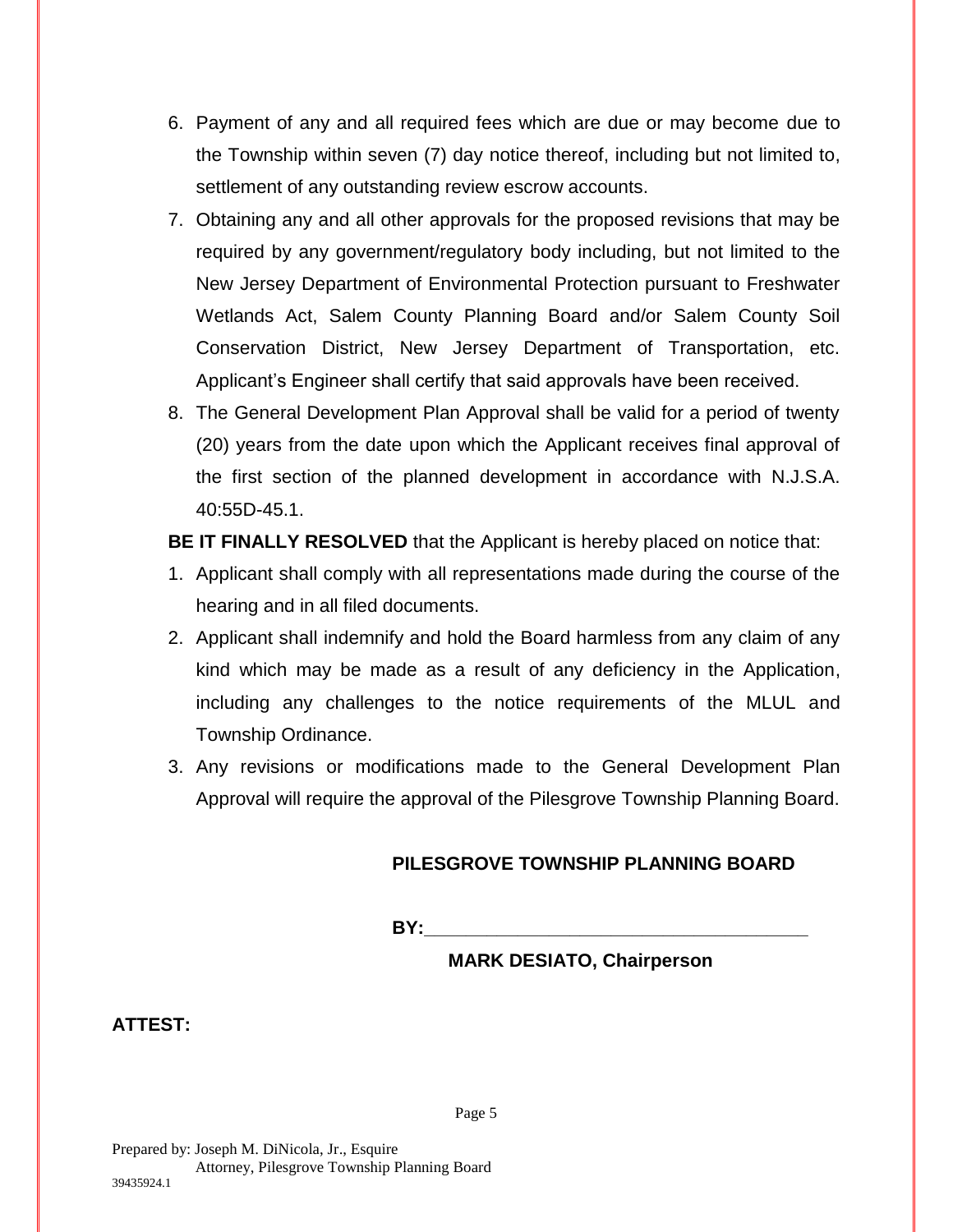6. Payment of any and all required fees which are due or may become due to the Township within seven (7) day notice thereof, including but not limited to, settlement of any outstanding review escrow accounts.
7. Obtaining any and all other approvals for the proposed revisions that may be required by any government/regulatory body including, but not limited to the New Jersey Department of Environmental Protection pursuant to Freshwater Wetlands Act, Salem County Planning Board and/or Salem County Soil Conservation District, New Jersey Department of Transportation, etc. Applicant's Engineer shall certify that said approvals have been received.
8. The General Development Plan Approval shall be valid for a period of twenty (20) years from the date upon which the Applicant receives final approval of the first section of the planned development in accordance with N.J.S.A. 40:55D-45.1.

**BE IT FINALLY RESOLVED** that the Applicant is hereby placed on notice that:

1. Applicant shall comply with all representations made during the course of the hearing and in all filed documents.
2. Applicant shall indemnify and hold the Board harmless from any claim of any kind which may be made as a result of any deficiency in the Application, including any challenges to the notice requirements of the MLUL and Township Ordinance.
3. Any revisions or modifications made to the General Development Plan Approval will require the approval of the Pilesgrove Township Planning Board.

**PILESGROVE TOWNSHIP PLANNING BOARD**

**BY:**_______________________________________

**MARK DESIATO, Chairperson**

**ATTEST:**

Prepared by: Joseph M. DiNicola, Jr., Esquire
Attorney, Pilesgrove Township Planning Board

39435924.1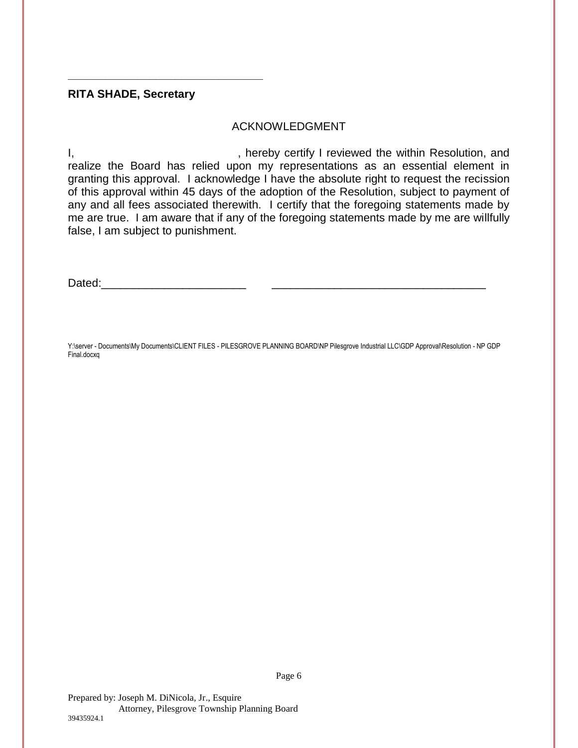\_\_\_\_\_\_\_\_\_\_\_\_\_\_\_\_\_\_\_\_\_\_\_\_\_\_\_\_\_\_\_\_\_\_

**RITA SHADE, Secretary**

ACKNOWLEDGMENT

I, \_\_\_\_\_\_\_\_\_\_\_\_\_\_\_\_\_\_\_\_\_\_\_\_\_\_\_\_, hereby certify I reviewed the within Resolution, and realize the Board has relied upon my representations as an essential element in granting this approval. I acknowledge I have the absolute right to request the recission of this approval within 45 days of the adoption of the Resolution, subject to payment of any and all fees associated therewith. I certify that the foregoing statements made by me are true. I am aware that if any of the foregoing statements made by me are willfully false, I am subject to punishment.

Dated:\_\_\_\_\_\_\_\_\_\_\_\_\_\_\_\_\_\_\_\_\_\_\_ \_\_\_\_\_\_\_\_\_\_\_\_\_\_\_\_\_\_\_\_\_\_\_\_\_\_\_\_\_\_\_\_\_\_\_

Y:\server - Documents\My Documents\CLIENT FILES - PILESGROVE PLANNING BOARD\NP Pilesgrove Industrial LLC\GDP Approval\Resolution - NP GDP Final.docxq

Prepared by: Joseph M. DiNicola, Jr., Esquire
Attorney, Pilesgrove Township Planning Board

39435924.1